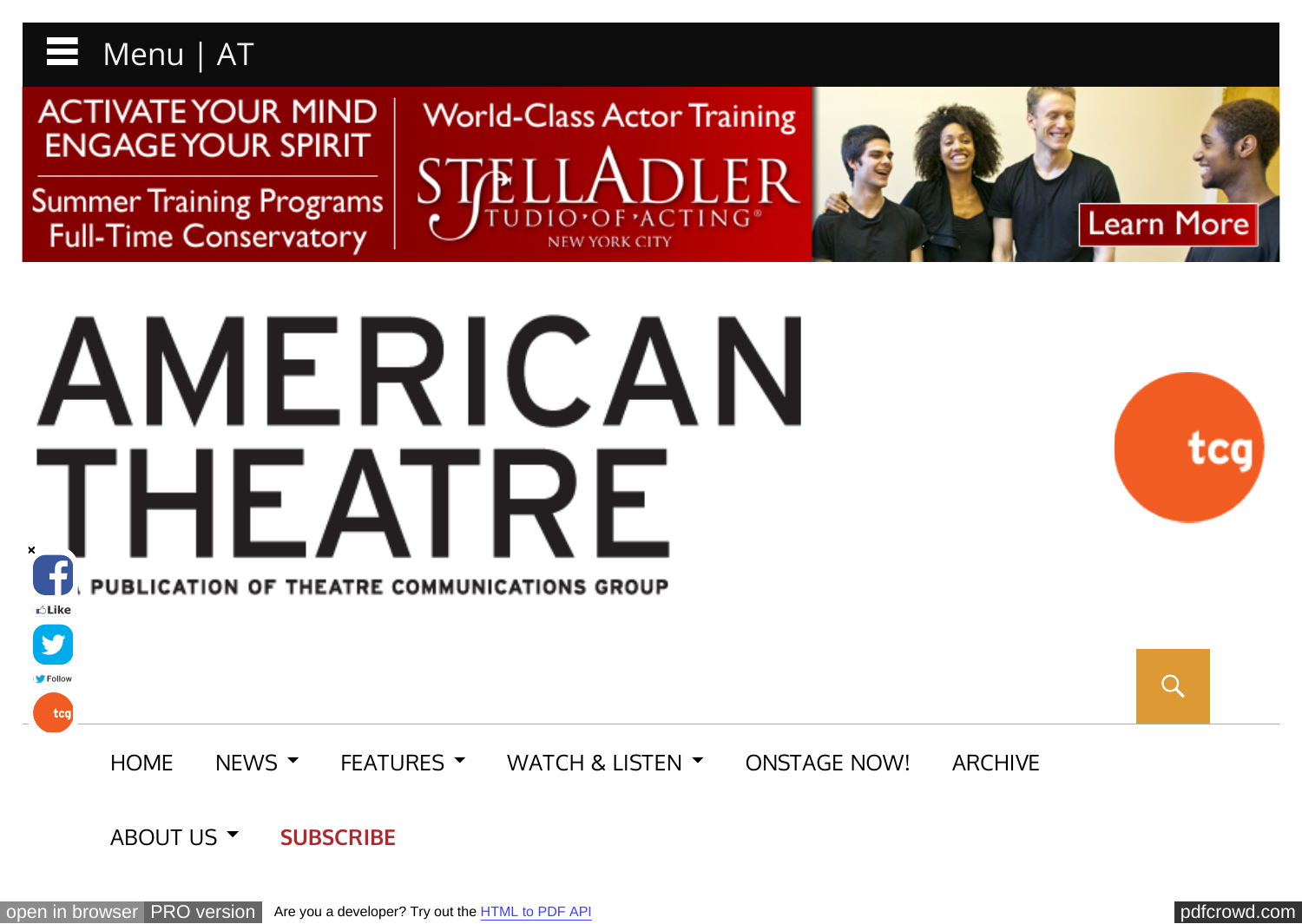Menu | AT

ACTIVATE YOUR MIND
ENGAGE YOUR SPIRIT

Summer Training Programs
Full-Time Conservatory

World-Class Actor Training

STELLA ADLER STUDIO OF ACTING
NEW YORK CITY

Learn More

# AMERICAN THEATRE

A PUBLICATION OF THEATRE COMMUNICATIONS GROUP

tcg

Like

Follow

HOME NEWS FEATURES WATCH & LISTEN ONSTAGE NOW! ARCHIVE

ABOUT US **SUBSCRIBE**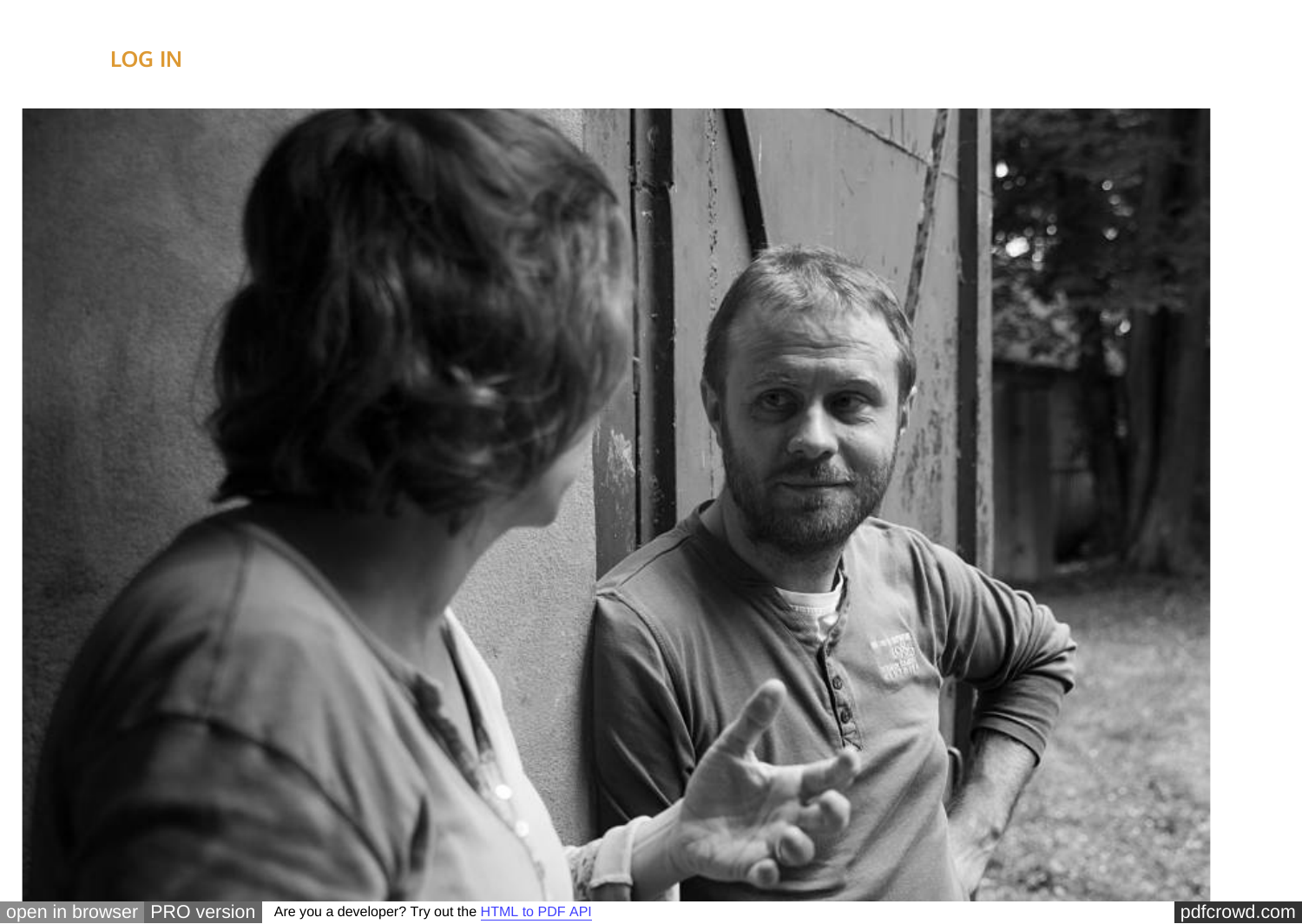LOG IN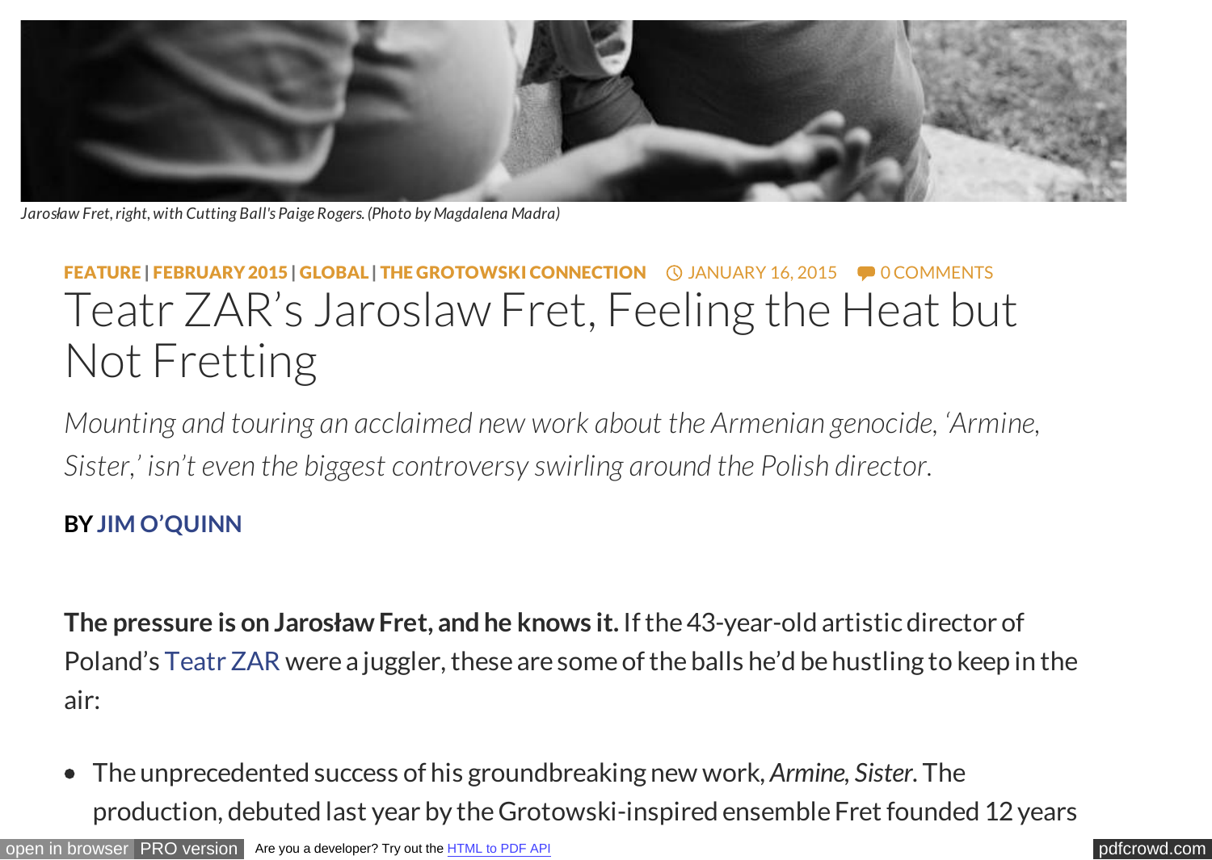*Jarosław Fret, right, with Cutting Ball's Paige Rogers. (Photo by Magdalena Madra)*

FEATURE | FEBRUARY 2015 | GLOBAL | THE GROTOWSKI CONNECTION   JANUARY 16, 2015   0 COMMENTS

# Teatr ZAR's Jaroslaw Fret, Feeling the Heat but Not Fretting

*Mounting and touring an acclaimed new work about the Armenian genocide, 'Armine, Sister,' isn't even the biggest controversy swirling around the Polish director.*

**BY JIM O'QUINN**

**The pressure is on Jarosław Fret, and he knows it.** If the 43-year-old artistic director of Poland's Teatr ZAR were a juggler, these are some of the balls he'd be hustling to keep in the air:

- The unprecedented success of his groundbreaking new work, *Armine, Sister*. The production, debuted last year by the Grotowski-inspired ensemble Fret founded 12 years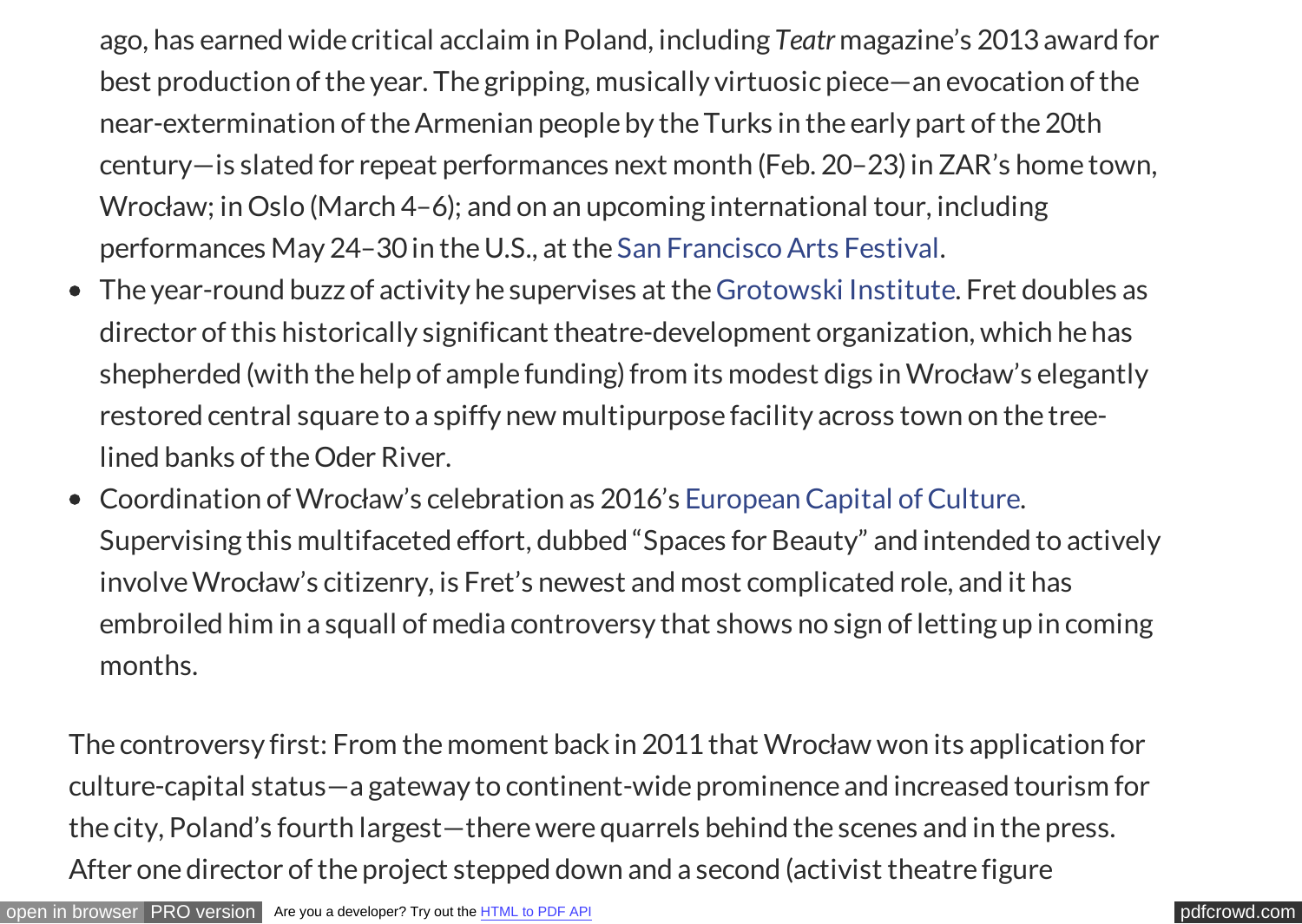ago, has earned wide critical acclaim in Poland, including *Teatr* magazine's 2013 award for best production of the year. The gripping, musically virtuosic piece—an evocation of the near-extermination of the Armenian people by the Turks in the early part of the 20th century—is slated for repeat performances next month (Feb. 20–23) in ZAR's home town, Wrocław; in Oslo (March 4–6); and on an upcoming international tour, including performances May 24–30 in the U.S., at the San Francisco Arts Festival.

- The year-round buzz of activity he supervises at the Grotowski Institute. Fret doubles as director of this historically significant theatre-development organization, which he has shepherded (with the help of ample funding) from its modest digs in Wrocław's elegantly restored central square to a spiffy new multipurpose facility across town on the tree-lined banks of the Oder River.
- Coordination of Wrocław's celebration as 2016's European Capital of Culture. Supervising this multifaceted effort, dubbed "Spaces for Beauty" and intended to actively involve Wrocław's citizenry, is Fret's newest and most complicated role, and it has embroiled him in a squall of media controversy that shows no sign of letting up in coming months.

The controversy first: From the moment back in 2011 that Wrocław won its application for culture-capital status—a gateway to continent-wide prominence and increased tourism for the city, Poland's fourth largest—there were quarrels behind the scenes and in the press. After one director of the project stepped down and a second (activist theatre figure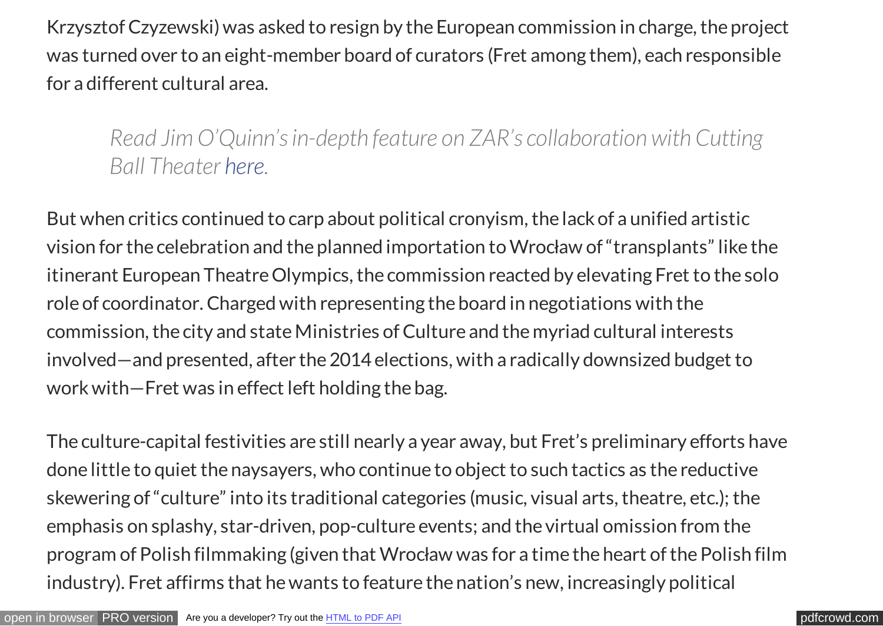Krzysztof Czyzewski) was asked to resign by the European commission in charge, the project was turned over to an eight-member board of curators (Fret among them), each responsible for a different cultural area.

> *Read Jim O'Quinn's in-depth feature on ZAR's collaboration with Cutting Ball Theater here.*

But when critics continued to carp about political cronyism, the lack of a unified artistic vision for the celebration and the planned importation to Wrocław of "transplants" like the itinerant European Theatre Olympics, the commission reacted by elevating Fret to the solo role of coordinator. Charged with representing the board in negotiations with the commission, the city and state Ministries of Culture and the myriad cultural interests involved—and presented, after the 2014 elections, with a radically downsized budget to work with—Fret was in effect left holding the bag.

The culture-capital festivities are still nearly a year away, but Fret's preliminary efforts have done little to quiet the naysayers, who continue to object to such tactics as the reductive skewering of "culture" into its traditional categories (music, visual arts, theatre, etc.); the emphasis on splashy, star-driven, pop-culture events; and the virtual omission from the program of Polish filmmaking (given that Wrocław was for a time the heart of the Polish film industry). Fret affirms that he wants to feature the nation's new, increasingly political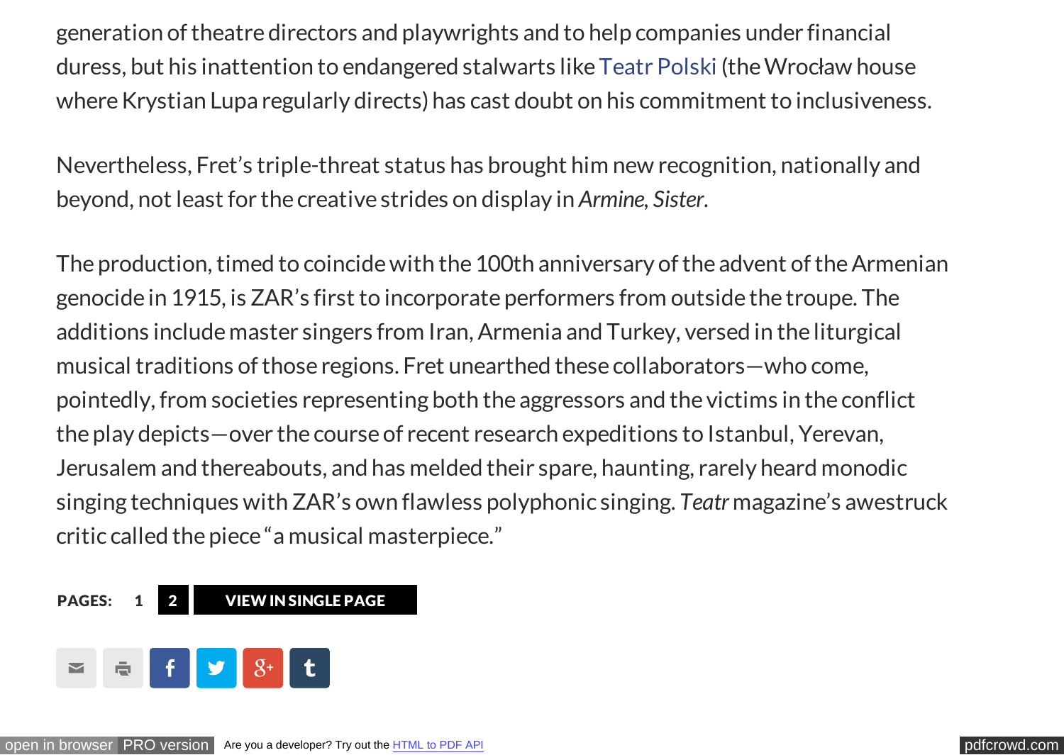generation of theatre directors and playwrights and to help companies under financial duress, but his inattention to endangered stalwarts like Teatr Polski (the Wrocław house where Krystian Lupa regularly directs) has cast doubt on his commitment to inclusiveness.

Nevertheless, Fret's triple-threat status has brought him new recognition, nationally and beyond, not least for the creative strides on display in *Armine, Sister*.

The production, timed to coincide with the 100th anniversary of the advent of the Armenian genocide in 1915, is ZAR's first to incorporate performers from outside the troupe. The additions include master singers from Iran, Armenia and Turkey, versed in the liturgical musical traditions of those regions. Fret unearthed these collaborators—who come, pointedly, from societies representing both the aggressors and the victims in the conflict the play depicts—over the course of recent research expeditions to Istanbul, Yerevan, Jerusalem and thereabouts, and has melded their spare, haunting, rarely heard monodic singing techniques with ZAR's own flawless polyphonic singing. *Teatr* magazine's awestruck critic called the piece "a musical masterpiece."